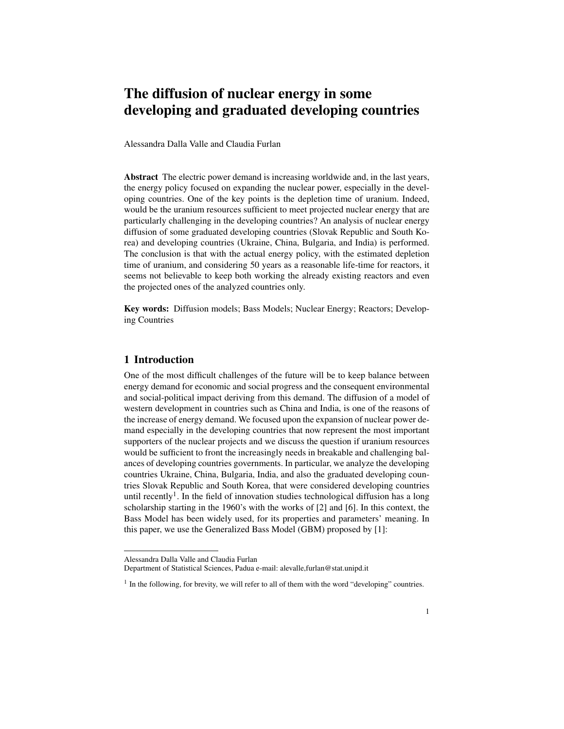# The diffusion of nuclear energy in some developing and graduated developing countries

Alessandra Dalla Valle and Claudia Furlan

**Abstract** The electric power demand is increasing worldwide and, in the last years, the energy policy focused on expanding the nuclear power, especially in the developing countries. One of the key points is the depletion time of uranium. Indeed, would be the uranium resources sufficient to meet projected nuclear energy that are particularly challenging in the developing countries? An analysis of nuclear energy diffusion of some graduated developing countries (Slovak Republic and South Korea) and developing countries (Ukraine, China, Bulgaria, and India) is performed. The conclusion is that with the actual energy policy, with the estimated depletion time of uranium, and considering 50 years as a reasonable life-time for reactors, it seems not believable to keep both working the already existing reactors and even the projected ones of the analyzed countries only.

**Key words:** Diffusion models; Bass Models; Nuclear Energy; Reactors; Developing Countries

## 1 Introduction

One of the most difficult challenges of the future will be to keep balance between energy demand for economic and social progress and the consequent environmental and social-political impact deriving from this demand. The diffusion of a model of western development in countries such as China and India, is one of the reasons of the increase of energy demand. We focused upon the expansion of nuclear power demand especially in the developing countries that now represent the most important supporters of the nuclear projects and we discuss the question if uranium resources would be sufficient to front the increasingly needs in breakable and challenging balances of developing countries governments. In particular, we analyze the developing countries Ukraine, China, Bulgaria, India, and also the graduated developing countries Slovak Republic and South Korea, that were considered developing countries until recently[1]. In the field of innovation studies technological diffusion has a long scholarship starting in the 1960's with the works of [2] and [6]. In this context, the Bass Model has been widely used, for its properties and parameters' meaning. In this paper, we use the Generalized Bass Model (GBM) proposed by [1]:

---

Alessandra Dalla Valle and Claudia Furlan
Department of Statistical Sciences, Padua e-mail: alevalle,furlan@stat.unipd.it

[1] In the following, for brevity, we will refer to all of them with the word "developing" countries.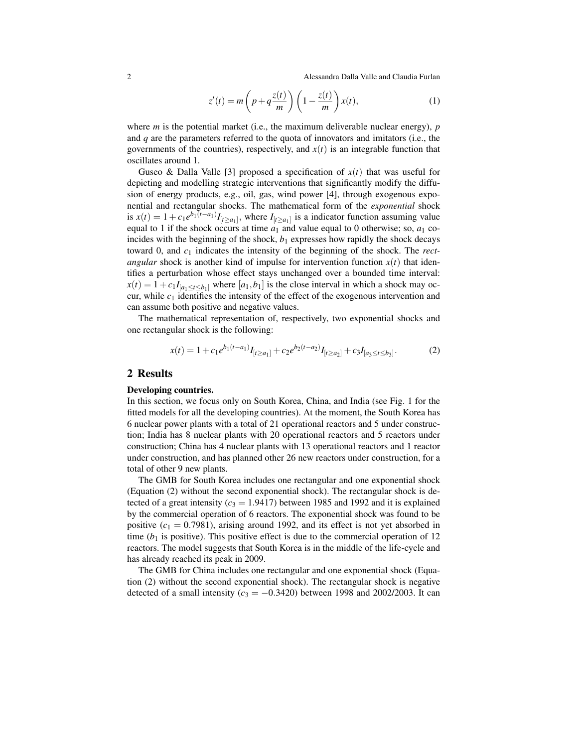$$z'(t) = m\left(p + q\frac{z(t)}{m}\right)\left(1 - \frac{z(t)}{m}\right)x(t), \tag{1}$$

where $m$ is the potential market (i.e., the maximum deliverable nuclear energy), $p$ and $q$ are the parameters referred to the quota of innovators and imitators (i.e., the governments of the countries), respectively, and $x(t)$ is an integrable function that oscillates around 1.

Guseo & Dalla Valle [3] proposed a specification of $x(t)$ that was useful for depicting and modelling strategic interventions that significantly modify the diffusion of energy products, e.g., oil, gas, wind power [4], through exogenous exponential and rectangular shocks. The mathematical form of the *exponential* shock is $x(t) = 1 + c_1 e^{b_1(t-a_1)} I_{[t \geq a_1]}$, where $I_{[t \geq a_1]}$ is a indicator function assuming value equal to 1 if the shock occurs at time $a_1$ and value equal to 0 otherwise; so, $a_1$ coincides with the beginning of the shock, $b_1$ expresses how rapidly the shock decays toward 0, and $c_1$ indicates the intensity of the beginning of the shock. The *rectangular* shock is another kind of impulse for intervention function $x(t)$ that identifies a perturbation whose effect stays unchanged over a bounded time interval: $x(t) = 1 + c_1 I_{[a_1 \leq t \leq b_1]}$ where $[a_1, b_1]$ is the close interval in which a shock may occur, while $c_1$ identifies the intensity of the effect of the exogenous intervention and can assume both positive and negative values.

The mathematical representation of, respectively, two exponential shocks and one rectangular shock is the following:

$$x(t) = 1 + c_1 e^{b_1(t-a_1)} I_{[t \geq a_1]} + c_2 e^{b_2(t-a_2)} I_{[t \geq a_2]} + c_3 I_{[a_3 \leq t \leq b_3]}. \tag{2}$$

## 2 Results

**Developing countries.**

In this section, we focus only on South Korea, China, and India (see Fig. 1 for the fitted models for all the developing countries). At the moment, the South Korea has 6 nuclear power plants with a total of 21 operational reactors and 5 under construction; India has 8 nuclear plants with 20 operational reactors and 5 reactors under construction; China has 4 nuclear plants with 13 operational reactors and 1 reactor under construction, and has planned other 26 new reactors under construction, for a total of other 9 new plants.

The GMB for South Korea includes one rectangular and one exponential shock (Equation (2) without the second exponential shock). The rectangular shock is detected of a great intensity ($c_3 = 1.9417$) between 1985 and 1992 and it is explained by the commercial operation of 6 reactors. The exponential shock was found to be positive ($c_1 = 0.7981$), arising around 1992, and its effect is not yet absorbed in time ($b_1$ is positive). This positive effect is due to the commercial operation of 12 reactors. The model suggests that South Korea is in the middle of the life-cycle and has already reached its peak in 2009.

The GMB for China includes one rectangular and one exponential shock (Equation (2) without the second exponential shock). The rectangular shock is negative detected of a small intensity ($c_3 = -0.3420$) between 1998 and 2002/2003. It can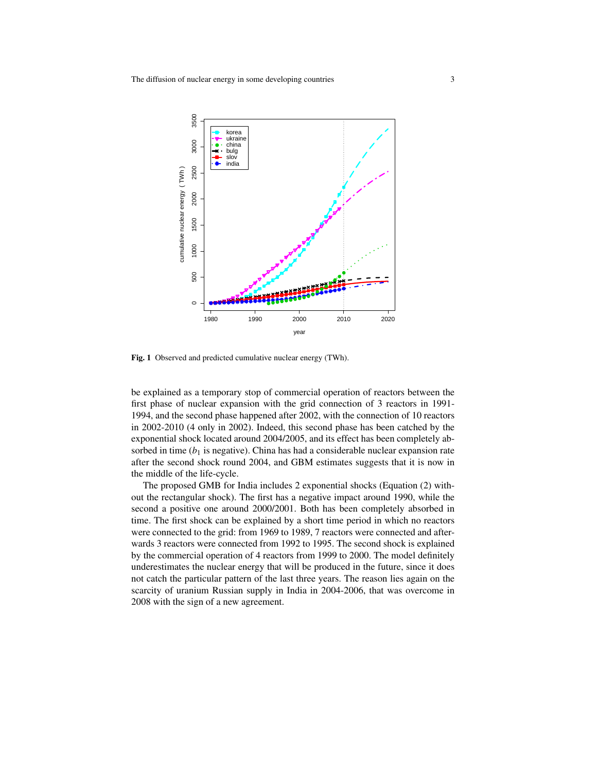**Fig. 1** Observed and predicted cumulative nuclear energy (TWh).

be explained as a temporary stop of commercial operation of reactors between the first phase of nuclear expansion with the grid connection of 3 reactors in 1991-1994, and the second phase happened after 2002, with the connection of 10 reactors in 2002-2010 (4 only in 2002). Indeed, this second phase has been catched by the exponential shock located around 2004/2005, and its effect has been completely absorbed in time ($b_1$ is negative). China has had a considerable nuclear expansion rate after the second shock round 2004, and GBM estimates suggests that it is now in the middle of the life-cycle.

The proposed GMB for India includes 2 exponential shocks (Equation (2) without the rectangular shock). The first has a negative impact around 1990, while the second a positive one around 2000/2001. Both has been completely absorbed in time. The first shock can be explained by a short time period in which no reactors were connected to the grid: from 1969 to 1989, 7 reactors were connected and afterwards 3 reactors were connected from 1992 to 1995. The second shock is explained by the commercial operation of 4 reactors from 1999 to 2000. The model definitely underestimates the nuclear energy that will be produced in the future, since it does not catch the particular pattern of the last three years. The reason lies again on the scarcity of uranium Russian supply in India in 2004-2006, that was overcome in 2008 with the sign of a new agreement.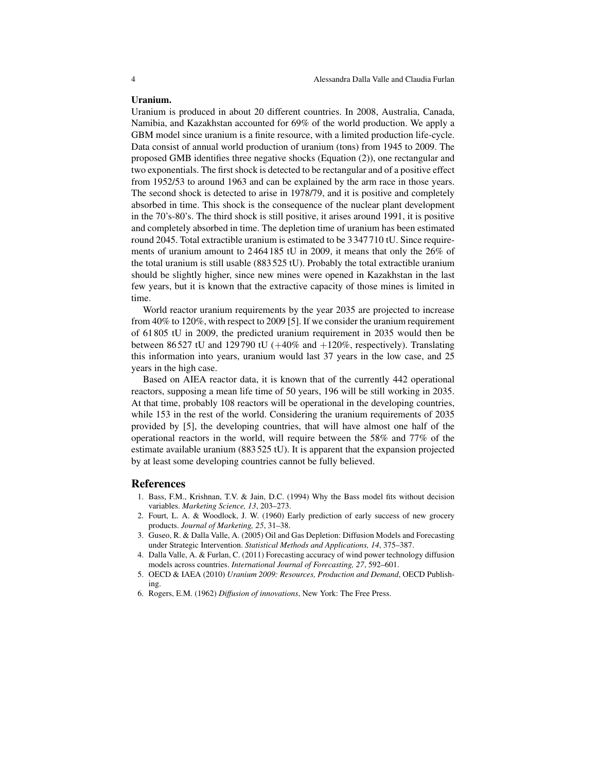**Uranium.**
Uranium is produced in about 20 different countries. In 2008, Australia, Canada, Namibia, and Kazakhstan accounted for 69% of the world production. We apply a GBM model since uranium is a finite resource, with a limited production life-cycle. Data consist of annual world production of uranium (tons) from 1945 to 2009. The proposed GMB identifies three negative shocks (Equation (2)), one rectangular and two exponentials. The first shock is detected to be rectangular and of a positive effect from 1952/53 to around 1963 and can be explained by the arm race in those years. The second shock is detected to arise in 1978/79, and it is positive and completely absorbed in time. This shock is the consequence of the nuclear plant development in the 70's-80's. The third shock is still positive, it arises around 1991, it is positive and completely absorbed in time. The depletion time of uranium has been estimated round 2045. Total extractible uranium is estimated to be 3 347 710 tU. Since requirements of uranium amount to 2 464 185 tU in 2009, it means that only the 26% of the total uranium is still usable (883 525 tU). Probably the total extractible uranium should be slightly higher, since new mines were opened in Kazakhstan in the last few years, but it is known that the extractive capacity of those mines is limited in time.

World reactor uranium requirements by the year 2035 are projected to increase from 40% to 120%, with respect to 2009 [5]. If we consider the uranium requirement of 61 805 tU in 2009, the predicted uranium requirement in 2035 would then be between 86 527 tU and 129 790 tU (+40% and +120%, respectively). Translating this information into years, uranium would last 37 years in the low case, and 25 years in the high case.

Based on AIEA reactor data, it is known that of the currently 442 operational reactors, supposing a mean life time of 50 years, 196 will be still working in 2035. At that time, probably 108 reactors will be operational in the developing countries, while 153 in the rest of the world. Considering the uranium requirements of 2035 provided by [5], the developing countries, that will have almost one half of the operational reactors in the world, will require between the 58% and 77% of the estimate available uranium (883 525 tU). It is apparent that the expansion projected by at least some developing countries cannot be fully believed.

## References

1. Bass, F.M., Krishnan, T.V. & Jain, D.C. (1994) Why the Bass model fits without decision variables. *Marketing Science, 13*, 203–273.
2. Fourt, L. A. & Woodlock, J. W. (1960) Early prediction of early success of new grocery products. *Journal of Marketing, 25*, 31–38.
3. Guseo, R. & Dalla Valle, A. (2005) Oil and Gas Depletion: Diffusion Models and Forecasting under Strategic Intervention. *Statistical Methods and Applications, 14*, 375–387.
4. Dalla Valle, A. & Furlan, C. (2011) Forecasting accuracy of wind power technology diffusion models across countries. *International Journal of Forecasting, 27*, 592–601.
5. OECD & IAEA (2010) *Uranium 2009: Resources, Production and Demand*, OECD Publishing.
6. Rogers, E.M. (1962) *Diffusion of innovations*, New York: The Free Press.